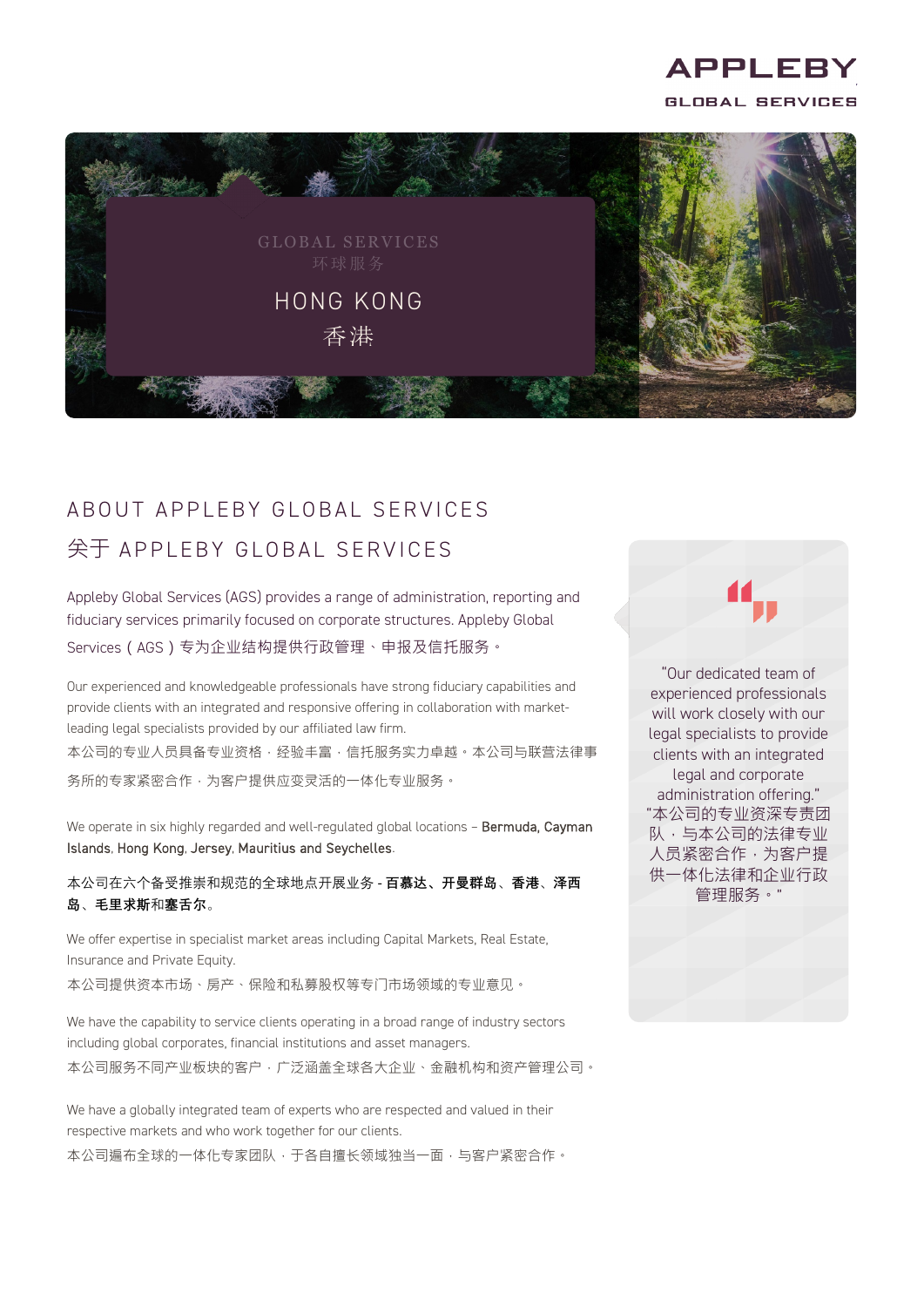APPLEBY

GLOBAL SERVICES

GLOBAL SERVICES
环球服务

# HONG KONG
# 香港

## ABOUT APPLEBY GLOBAL SERVICES
## 关于 APPLEBY GLOBAL SERVICES

Appleby Global Services (AGS) provides a range of administration, reporting and fiduciary services primarily focused on corporate structures. Appleby Global Services（AGS）专为企业结构提供行政管理、申报及信托服务。

Our experienced and knowledgeable professionals have strong fiduciary capabilities and provide clients with an integrated and responsive offering in collaboration with market-leading legal specialists provided by our affiliated law firm.
本公司的专业人员具备专业资格，经验丰富，信托服务实力卓越。本公司与联营法律事务所的专家紧密合作，为客户提供应变灵活的一体化专业服务。

We operate in six highly regarded and well-regulated global locations – **Bermuda, Cayman Islands**, **Hong Kong**, **Jersey**, **Mauritius and Seychelles**.

本公司在六个备受推崇和规范的全球地点开展业务 - **百慕达、开曼群岛**、**香港**、**泽西岛**、**毛里求斯**和**塞舌尔**。

We offer expertise in specialist market areas including Capital Markets, Real Estate, Insurance and Private Equity.
本公司提供资本市场、房产、保险和私募股权等专门市场领域的专业意见。

We have the capability to service clients operating in a broad range of industry sectors including global corporates, financial institutions and asset managers.
本公司服务不同产业板块的客户，广泛涵盖全球各大企业、金融机构和资产管理公司。

We have a globally integrated team of experts who are respected and valued in their respective markets and who work together for our clients.
本公司遍布全球的一体化专家团队，于各自擅长领域独当一面，与客户紧密合作。

"Our dedicated team of experienced professionals will work closely with our legal specialists to provide clients with an integrated legal and corporate administration offering."
"本公司的专业资深专责团队，与本公司的法律专业人员紧密合作，为客户提供一体化法律和企业行政管理服务。"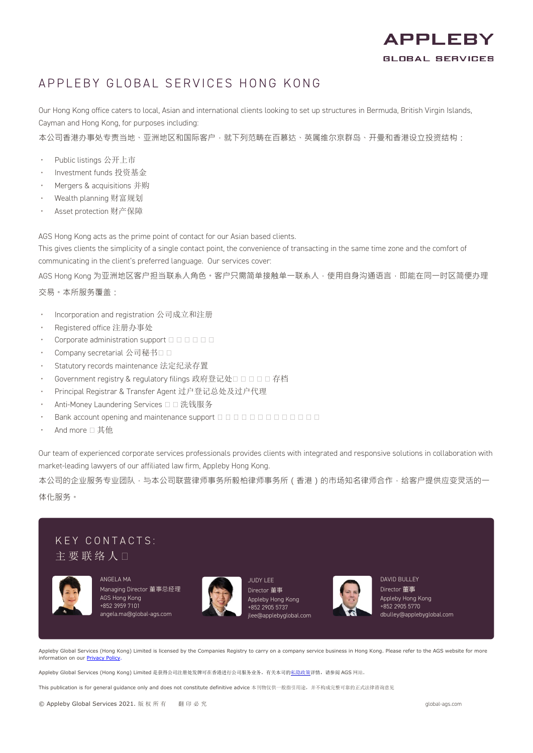# APPLEBY GLOBAL SERVICES HONG KONG

Our Hong Kong office caters to local, Asian and international clients looking to set up structures in Bermuda, British Virgin Islands, Cayman and Hong Kong, for purposes including:

本公司香港办事处专责当地、亚洲地区和国际客户，就下列范畴在百慕达、英属维尔京群岛、开曼和香港设立投资结构：

- Public listings 公开上市
- Investment funds 投资基金
- Mergers & acquisitions 并购
- Wealth planning 财富规划
- Asset protection 财产保障

AGS Hong Kong acts as the prime point of contact for our Asian based clients.
This gives clients the simplicity of a single contact point, the convenience of transacting in the same time zone and the comfort of communicating in the client's preferred language. Our services cover:

AGS Hong Kong 为亚洲地区客户担当联系人角色。客户只需简单接触单一联系人，使用自身沟通语言，即能在同一时区简便办理交易。本所服务覆盖：

- Incorporation and registration 公司成立和注册
- Registered office 注册办事处
- Corporate administration support □ □ □ □ □ □
- Company secretarial 公司秘书□ □
- Statutory records maintenance 法定纪录存置
- Government registry & regulatory filings 政府登记处□ □ □ □ □ 存档
- Principal Registrar & Transfer Agent 过户登记总处及过户代理
- Anti-Money Laundering Services □ □ 洗钱服务
- Bank account opening and maintenance support □ □ □ □ □ □ □ □ □ □ □ □ □
- And more □ 其他

Our team of experienced corporate services professionals provides clients with integrated and responsive solutions in collaboration with market-leading lawyers of our affiliated law firm, Appleby Hong Kong.

本公司的企业服务专业团队，与本公司联营律师事务所毅柏律师事务所（香港）的市场知名律师合作，给客户提供应变灵活的一体化服务。

## KEY CONTACTS:
## 主要联络人□

**ANGELA MA**
Managing Director 董事总经理
AGS Hong Kong
+852 3959 7101
angela.ma@global-ags.com

**JUDY LEE**
Director 董事
Appleby Hong Kong
+852 2905 5737
jlee@applebyglobal.com

**DAVID BULLEY**
Director 董事
Appleby Hong Kong
+852 2905 5770
dbulley@applebyglobal.com

Appleby Global Services (Hong Kong) Limited is licensed by the Companies Registry to carry on a company service business in Hong Kong. Please refer to the AGS website for more information on our Privacy Policy.

Appleby Global Services (Hong Kong) Limited 是获得公司注册处发牌可在香港进行公司服务业务，有关本司的私隐政策详情，请参阅 AGS 网站。

This publication is for general guidance only and does not constitute definitive advice 本刊物仅供一般指引用途，并不构成完整可靠的正式法律咨询意见

© Appleby Global Services 2021. 版 权 所 有　翻 印 必 究

global-ags.com